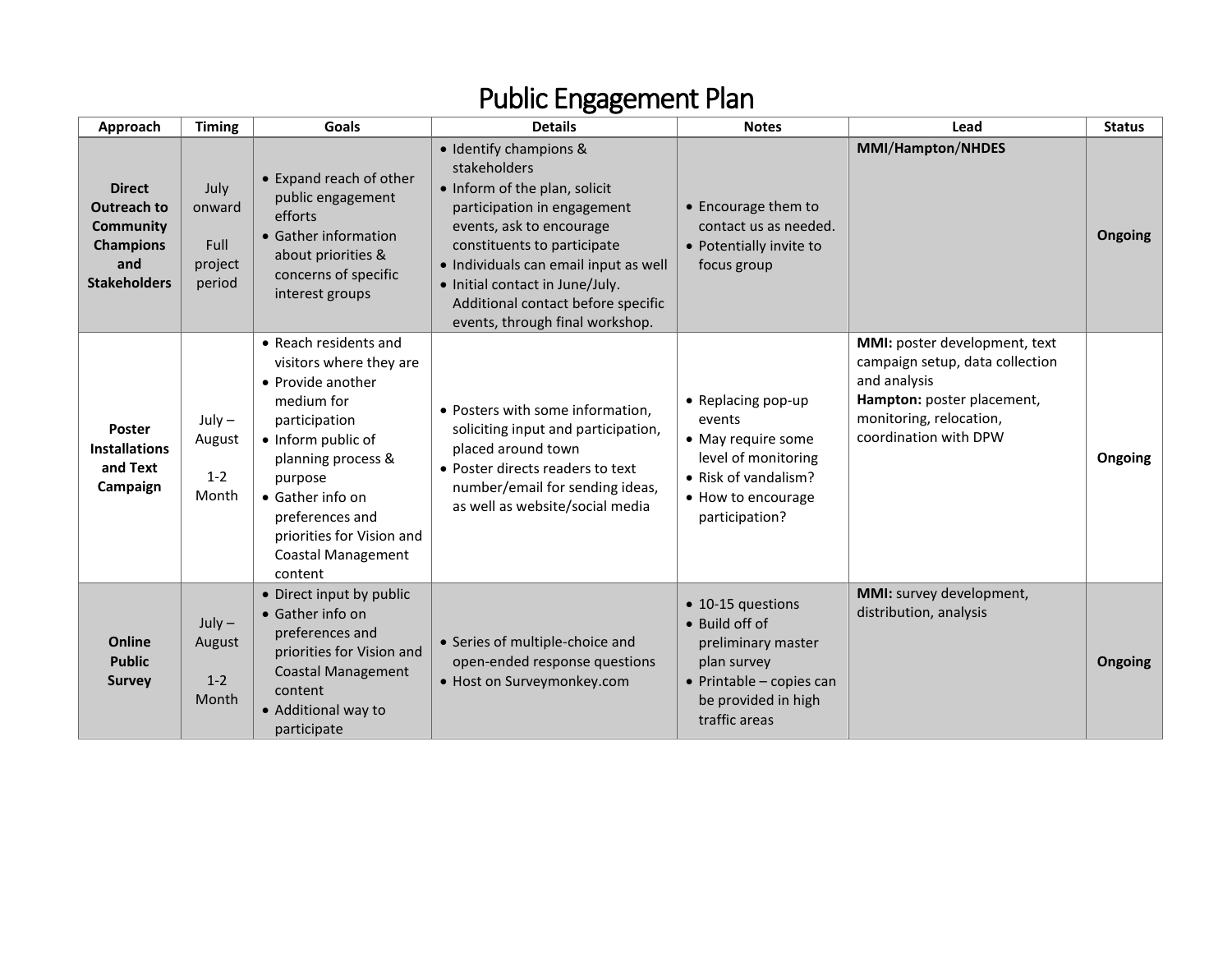# Public Engagement Plan

| Approach | Timing | Goals | Details | Notes | Lead | Status |
|---|---|---|---|---|---|---|
| **Direct Outreach to Community Champions and Stakeholders** | July onward<br><br>Full project period | • Expand reach of other public engagement efforts<br>• Gather information about priorities & concerns of specific interest groups | • Identify champions & stakeholders<br>• Inform of the plan, solicit participation in engagement events, ask to encourage constituents to participate<br>• Individuals can email input as well<br>• Initial contact in June/July. Additional contact before specific events, through final workshop. | • Encourage them to contact us as needed.<br>• Potentially invite to focus group | **MMI/Hampton/NHDES** | **Ongoing** |
| **Poster Installations and Text Campaign** | July – August<br><br>1-2 Month | • Reach residents and visitors where they are<br>• Provide another medium for participation<br>• Inform public of planning process & purpose<br>• Gather info on preferences and priorities for Vision and Coastal Management content | • Posters with some information, soliciting input and participation, placed around town<br>• Poster directs readers to text number/email for sending ideas, as well as website/social media | • Replacing pop-up events<br>• May require some level of monitoring<br>• Risk of vandalism?<br>• How to encourage participation? | **MMI:** poster development, text campaign setup, data collection and analysis<br>**Hampton:** poster placement, monitoring, relocation, coordination with DPW | **Ongoing** |
| **Online Public Survey** | July – August<br><br>1-2 Month | • Direct input by public<br>• Gather info on preferences and priorities for Vision and Coastal Management content<br>• Additional way to participate | • Series of multiple-choice and open-ended response questions<br>• Host on Surveymonkey.com | • 10-15 questions<br>• Build off of preliminary master plan survey<br>• Printable – copies can be provided in high traffic areas | **MMI:** survey development, distribution, analysis | **Ongoing** |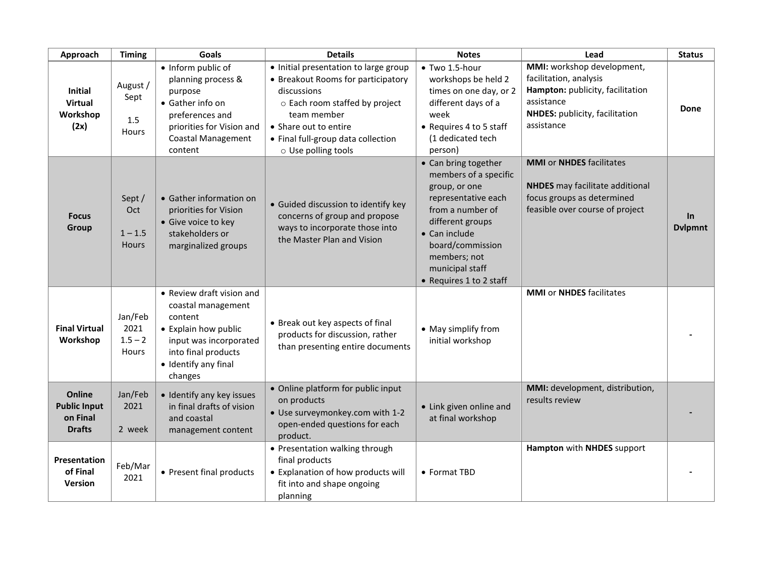| Approach | Timing | Goals | Details | Notes | Lead | Status |
|---|---|---|---|---|---|---|
| **Initial Virtual Workshop (2x)** | August / Sept<br><br>1.5 Hours | • Inform public of planning process & purpose<br>• Gather info on preferences and priorities for Vision and Coastal Management content | • Initial presentation to large group<br>• Breakout Rooms for participatory discussions<br>○ Each room staffed by project team member<br>• Share out to entire<br>• Final full-group data collection<br>○ Use polling tools | • Two 1.5-hour workshops be held 2 times on one day, or 2 different days of a week<br>• Requires 4 to 5 staff (1 dedicated tech person) | **MMI:** workshop development, facilitation, analysis<br>**Hampton:** publicity, facilitation assistance<br>**NHDES:** publicity, facilitation assistance | **Done** |
| **Focus Group** | Sept / Oct<br><br>1 – 1.5 Hours | • Gather information on priorities for Vision<br>• Give voice to key stakeholders or marginalized groups | • Guided discussion to identify key concerns of group and propose ways to incorporate those into the Master Plan and Vision | • Can bring together members of a specific group, or one representative each from a number of different groups<br>• Can include board/commission members; not municipal staff<br>• Requires 1 to 2 staff | **MMI** or **NHDES** facilitates<br><br>**NHDES** may facilitate additional focus groups as determined feasible over course of project | **In Dvlpmnt** |
| **Final Virtual Workshop** | Jan/Feb 2021<br>1.5 – 2 Hours | • Review draft vision and coastal management content<br>• Explain how public input was incorporated into final products<br>• Identify any final changes | • Break out key aspects of final products for discussion, rather than presenting entire documents | • May simplify from initial workshop | **MMI** or **NHDES** facilitates | **-** |
| **Online Public Input on Final Drafts** | Jan/Feb 2021<br><br>2 week | • Identify any key issues in final drafts of vision and coastal management content | • Online platform for public input on products<br>• Use surveymonkey.com with 1-2 open-ended questions for each product. | • Link given online and at final workshop | **MMI:** development, distribution, results review | **-** |
| **Presentation of Final Version** | Feb/Mar 2021 | • Present final products | • Presentation walking through final products<br>• Explanation of how products will fit into and shape ongoing planning | • Format TBD | **Hampton** with **NHDES** support | **-** |